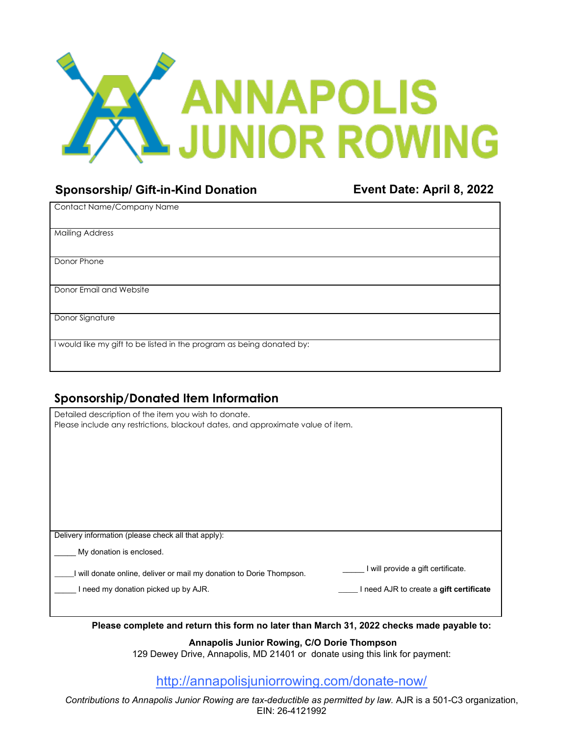# ANNAPOLIS JUNIOR ROWING

## Sponsorship/ Gift-in-Kind Donation

**Event Date: April 8, 2022**

| Contact Name/Company Name |
|---|
| Mailing Address |
| Donor Phone |
| Donor Email and Website |
| Donor Signature |
| I would like my gift to be listed in the program as being donated by: |

## Sponsorship/Donated Item Information

Detailed description of the item you wish to donate.
Please include any restrictions, blackout dates, and approximate value of item.

Delivery information (please check all that apply):

_____ My donation is enclosed.

_____I will donate online, deliver or mail my donation to Dorie Thompson.

_____ I need my donation picked up by AJR.

_____ I will provide a gift certificate.

_____ I need AJR to create a **gift certificate**

**Please complete and return this form no later than March 31, 2022 checks made payable to:**

**Annapolis Junior Rowing, C/O Dorie Thompson**
129 Dewey Drive, Annapolis, MD 21401 or donate using this link for payment:

http://annapolisjuniorrowing.com/donate-now/

*Contributions to Annapolis Junior Rowing are tax-deductible as permitted by law.* AJR is a 501-C3 organization, EIN: 26-4121992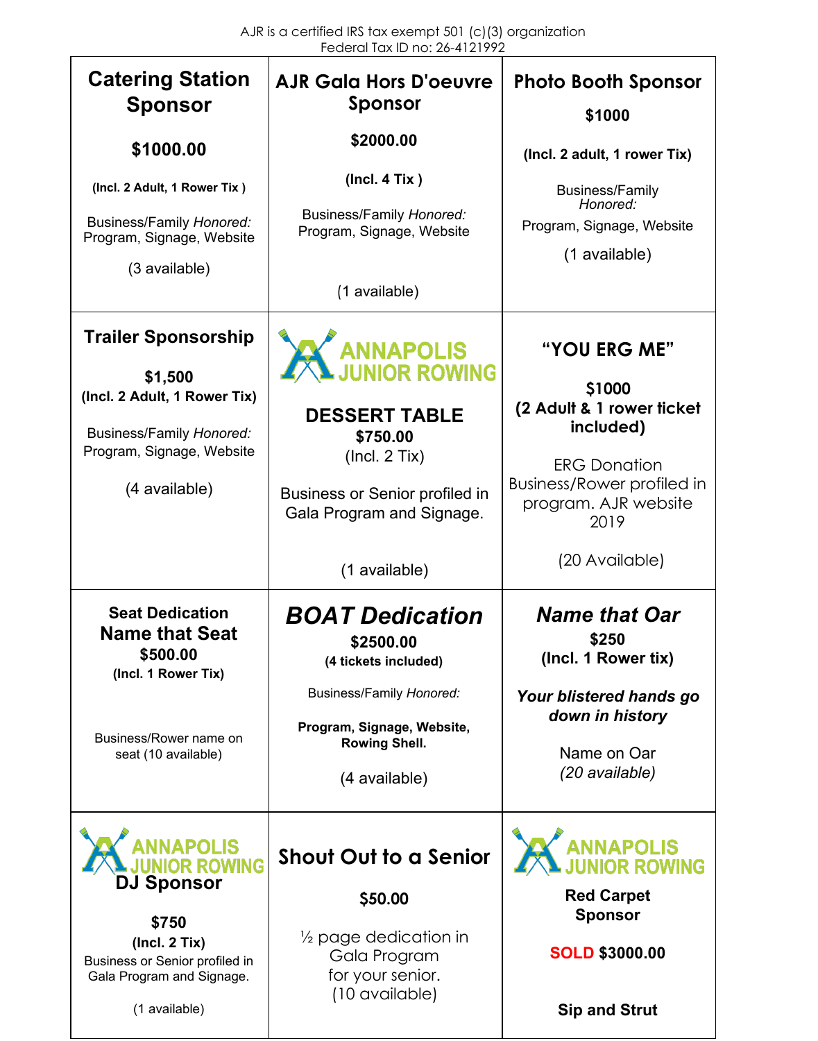AJR is a certified IRS tax exempt 501 (c)(3) organization
Federal Tax ID no: 26-4121992

| | | |
|---|---|---|
| **Catering Station Sponsor**<br><br>**$1000.00**<br><br>**(Incl. 2 Adult, 1 Rower Tix )**<br><br>Business/Family *Honored:* Program, Signage, Website<br><br>(3 available) | **AJR Gala Hors D'oeuvre Sponsor**<br><br>**$2000.00**<br><br>**(Incl. 4 Tix )**<br><br>Business/Family *Honored:* Program, Signage, Website<br><br>(1 available) | **Photo Booth Sponsor**<br><br>**$1000**<br><br>**(Incl. 2 adult, 1 rower Tix)**<br><br>Business/Family *Honored:*<br>Program, Signage, Website<br><br>(1 available) |
| **Trailer Sponsorship**<br><br>**$1,500**<br>**(Incl. 2 Adult, 1 Rower Tix)**<br><br>Business/Family *Honored:* Program, Signage, Website<br><br>(4 available) | ANNAPOLIS JUNIOR ROWING<br><br>**DESSERT TABLE**<br>**$750.00**<br>(Incl. 2 Tix)<br><br>Business or Senior profiled in Gala Program and Signage.<br><br>(1 available) | **"YOU ERG ME"**<br><br>**$1000**<br>**(2 Adult & 1 rower ticket included)**<br><br>ERG Donation Business/Rower profiled in program. AJR website 2019<br><br>(20 Available) |
| **Seat Dedication**<br>**Name that Seat**<br>**$500.00**<br>**(Incl. 1 Rower Tix)**<br><br>Business/Rower name on seat (10 available) | ***BOAT Dedication***<br>**$2500.00**<br>**(4 tickets included)**<br><br>Business/Family *Honored:*<br><br>**Program, Signage, Website, Rowing Shell.**<br><br>(4 available) | ***Name that Oar***<br>**$250**<br>**(Incl. 1 Rower tix)**<br><br>***Your blistered hands go down in history***<br><br>Name on Oar<br>*(20 available)* |
| ANNAPOLIS JUNIOR ROWING<br>**DJ Sponsor**<br><br>**$750**<br>**(Incl. 2 Tix)**<br>Business or Senior profiled in Gala Program and Signage.<br><br>(1 available) | **Shout Out to a Senior**<br><br>**$50.00**<br><br>½ page dedication in Gala Program for your senior.<br>(10 available) | ANNAPOLIS JUNIOR ROWING<br><br>**Red Carpet Sponsor**<br><br>**SOLD $3000.00**<br><br>**Sip and Strut** |